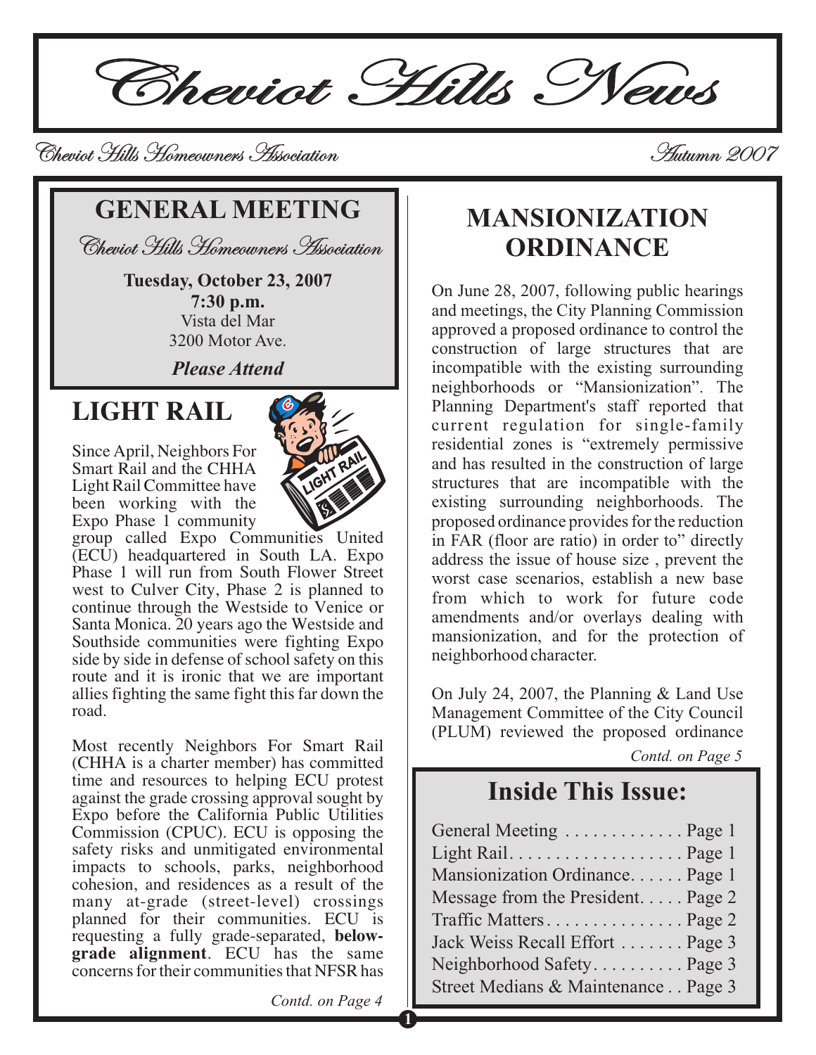# Cheviot Hills News

Cheviot Hills Homeowners Association

Autumn 2007

## GENERAL MEETING

Cheviot Hills Homeowners Association

**Tuesday, October 23, 2007**
**7:30 p.m.**
Vista del Mar
3200 Motor Ave.

***Please Attend***

## LIGHT RAIL

Since April, Neighbors For Smart Rail and the CHHA Light Rail Committee have been working with the Expo Phase 1 community group called Expo Communities United (ECU) headquartered in South LA. Expo Phase 1 will run from South Flower Street west to Culver City, Phase 2 is planned to continue through the Westside to Venice or Santa Monica. 20 years ago the Westside and Southside communities were fighting Expo side by side in defense of school safety on this route and it is ironic that we are important allies fighting the same fight this far down the road.

Most recently Neighbors For Smart Rail (CHHA is a charter member) has committed time and resources to helping ECU protest against the grade crossing approval sought by Expo before the California Public Utilities Commission (CPUC). ECU is opposing the safety risks and unmitigated environmental impacts to schools, parks, neighborhood cohesion, and residences as a result of the many at-grade (street-level) crossings planned for their communities. ECU is requesting a fully grade-separated, **below-grade alignment**. ECU has the same concerns for their communities that NFSR has

*Contd. on Page 4*

## MANSIONIZATION ORDINANCE

On June 28, 2007, following public hearings and meetings, the City Planning Commission approved a proposed ordinance to control the construction of large structures that are incompatible with the existing surrounding neighborhoods or "Mansionization". The Planning Department's staff reported that current regulation for single-family residential zones is "extremely permissive and has resulted in the construction of large structures that are incompatible with the existing surrounding neighborhoods. The proposed ordinance provides for the reduction in FAR (floor are ratio) in order to" directly address the issue of house size , prevent the worst case scenarios, establish a new base from which to work for future code amendments and/or overlays dealing with mansionization, and for the protection of neighborhood character.

On July 24, 2007, the Planning & Land Use Management Committee of the City Council (PLUM) reviewed the proposed ordinance

*Contd. on Page 5*

## Inside This Issue:

- General Meeting . . . . . . . . . . . . . Page 1
- Light Rail. . . . . . . . . . . . . . . . . . . Page 1
- Mansionization Ordinance. . . . . . Page 1
- Message from the President. . . . . Page 2
- Traffic Matters . . . . . . . . . . . . . . . Page 2
- Jack Weiss Recall Effort . . . . . . . Page 3
- Neighborhood Safety. . . . . . . . . . Page 3
- Street Medians & Maintenance . . Page 3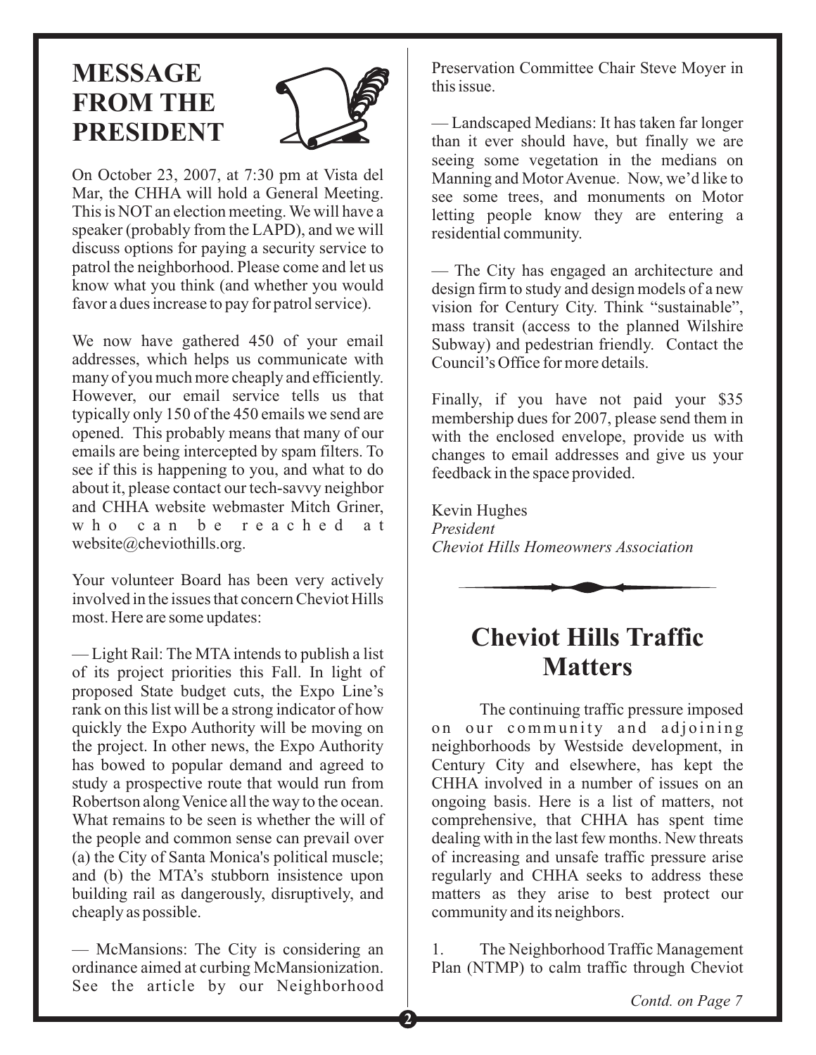# MESSAGE FROM THE PRESIDENT

On October 23, 2007, at 7:30 pm at Vista del Mar, the CHHA will hold a General Meeting. This is NOT an election meeting. We will have a speaker (probably from the LAPD), and we will discuss options for paying a security service to patrol the neighborhood. Please come and let us know what you think (and whether you would favor a dues increase to pay for patrol service).

We now have gathered 450 of your email addresses, which helps us communicate with many of you much more cheaply and efficiently. However, our email service tells us that typically only 150 of the 450 emails we send are opened. This probably means that many of our emails are being intercepted by spam filters. To see if this is happening to you, and what to do about it, please contact our tech-savvy neighbor and CHHA website webmaster Mitch Griner, who can be reached at website@cheviothills.org.

Your volunteer Board has been very actively involved in the issues that concern Cheviot Hills most. Here are some updates:

— Light Rail: The MTA intends to publish a list of its project priorities this Fall. In light of proposed State budget cuts, the Expo Line's rank on this list will be a strong indicator of how quickly the Expo Authority will be moving on the project. In other news, the Expo Authority has bowed to popular demand and agreed to study a prospective route that would run from Robertson along Venice all the way to the ocean. What remains to be seen is whether the will of the people and common sense can prevail over (a) the City of Santa Monica's political muscle; and (b) the MTA's stubborn insistence upon building rail as dangerously, disruptively, and cheaply as possible.

— McMansions: The City is considering an ordinance aimed at curbing McMansionization. See the article by our Neighborhood Preservation Committee Chair Steve Moyer in this issue.

— Landscaped Medians: It has taken far longer than it ever should have, but finally we are seeing some vegetation in the medians on Manning and Motor Avenue. Now, we'd like to see some trees, and monuments on Motor letting people know they are entering a residential community.

— The City has engaged an architecture and design firm to study and design models of a new vision for Century City. Think "sustainable", mass transit (access to the planned Wilshire Subway) and pedestrian friendly. Contact the Council's Office for more details.

Finally, if you have not paid your $35 membership dues for 2007, please send them in with the enclosed envelope, provide us with changes to email addresses and give us your feedback in the space provided.

Kevin Hughes
*President*
*Cheviot Hills Homeowners Association*

# Cheviot Hills Traffic Matters

The continuing traffic pressure imposed on our community and adjoining neighborhoods by Westside development, in Century City and elsewhere, has kept the CHHA involved in a number of issues on an ongoing basis. Here is a list of matters, not comprehensive, that CHHA has spent time dealing with in the last few months. New threats of increasing and unsafe traffic pressure arise regularly and CHHA seeks to address these matters as they arise to best protect our community and its neighbors.

1. The Neighborhood Traffic Management Plan (NTMP) to calm traffic through Cheviot

*Contd. on Page 7*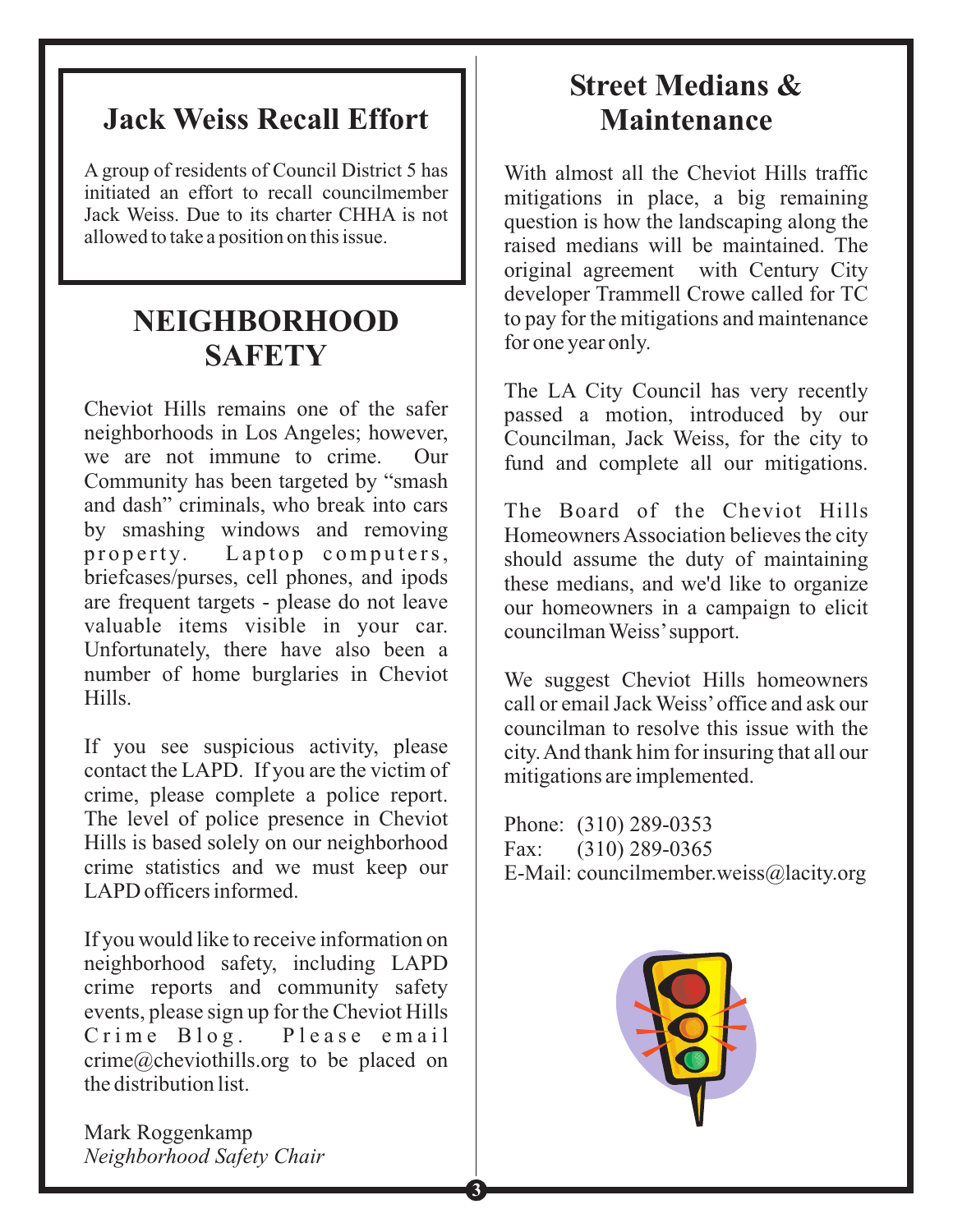## Jack Weiss Recall Effort

A group of residents of Council District 5 has initiated an effort to recall councilmember Jack Weiss. Due to its charter CHHA is not allowed to take a position on this issue.

## NEIGHBORHOOD SAFETY

Cheviot Hills remains one of the safer neighborhoods in Los Angeles; however, we are not immune to crime. Our Community has been targeted by "smash and dash" criminals, who break into cars by smashing windows and removing property. Laptop computers, briefcases/purses, cell phones, and ipods are frequent targets - please do not leave valuable items visible in your car. Unfortunately, there have also been a number of home burglaries in Cheviot Hills.

If you see suspicious activity, please contact the LAPD. If you are the victim of crime, please complete a police report. The level of police presence in Cheviot Hills is based solely on our neighborhood crime statistics and we must keep our LAPD officers informed.

If you would like to receive information on neighborhood safety, including LAPD crime reports and community safety events, please sign up for the Cheviot Hills Crime Blog. Please email crime@cheviothills.org to be placed on the distribution list.

Mark Roggenkamp
*Neighborhood Safety Chair*

## Street Medians & Maintenance

With almost all the Cheviot Hills traffic mitigations in place, a big remaining question is how the landscaping along the raised medians will be maintained. The original agreement with Century City developer Trammell Crowe called for TC to pay for the mitigations and maintenance for one year only.

The LA City Council has very recently passed a motion, introduced by our Councilman, Jack Weiss, for the city to fund and complete all our mitigations.

The Board of the Cheviot Hills Homeowners Association believes the city should assume the duty of maintaining these medians, and we'd like to organize our homeowners in a campaign to elicit councilman Weiss' support.

We suggest Cheviot Hills homeowners call or email Jack Weiss' office and ask our councilman to resolve this issue with the city. And thank him for insuring that all our mitigations are implemented.

Phone: (310) 289-0353
Fax: (310) 289-0365
E-Mail: councilmember.weiss@lacity.org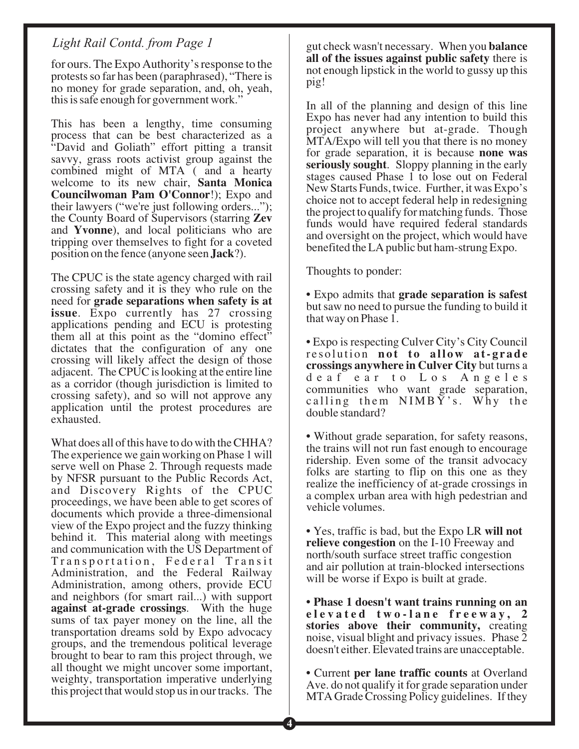*Light Rail Contd. from Page 1*

for ours. The Expo Authority's response to the protests so far has been (paraphrased), "There is no money for grade separation, and, oh, yeah, this is safe enough for government work."

This has been a lengthy, time consuming process that can be best characterized as a "David and Goliath" effort pitting a transit savvy, grass roots activist group against the combined might of MTA ( and a hearty welcome to its new chair, **Santa Monica Councilwoman Pam O'Connor**!); Expo and their lawyers ("we're just following orders..."); the County Board of Supervisors (starring **Zev** and **Yvonne**), and local politicians who are tripping over themselves to fight for a coveted position on the fence (anyone seen **Jack**?).

The CPUC is the state agency charged with rail crossing safety and it is they who rule on the need for **grade separations when safety is at issue**. Expo currently has 27 crossing applications pending and ECU is protesting them all at this point as the "domino effect" dictates that the configuration of any one crossing will likely affect the design of those adjacent. The CPUC is looking at the entire line as a corridor (though jurisdiction is limited to crossing safety), and so will not approve any application until the protest procedures are exhausted.

What does all of this have to do with the CHHA? The experience we gain working on Phase 1 will serve well on Phase 2. Through requests made by NFSR pursuant to the Public Records Act, and Discovery Rights of the CPUC proceedings, we have been able to get scores of documents which provide a three-dimensional view of the Expo project and the fuzzy thinking behind it. This material along with meetings and communication with the US Department of Transportation, Federal Transit Administration, and the Federal Railway Administration, among others, provide ECU and neighbors (for smart rail...) with support **against at-grade crossings**. With the huge sums of tax payer money on the line, all the transportation dreams sold by Expo advocacy groups, and the tremendous political leverage brought to bear to ram this project through, we all thought we might uncover some important, weighty, transportation imperative underlying this project that would stop us in our tracks. The gut check wasn't necessary. When you **balance all of the issues against public safety** there is not enough lipstick in the world to gussy up this pig!

In all of the planning and design of this line Expo has never had any intention to build this project anywhere but at-grade. Though MTA/Expo will tell you that there is no money for grade separation, it is because **none was seriously sought**. Sloppy planning in the early stages caused Phase 1 to lose out on Federal New Starts Funds, twice. Further, it was Expo's choice not to accept federal help in redesigning the project to qualify for matching funds. Those funds would have required federal standards and oversight on the project, which would have benefited the LA public but ham-strung Expo.

Thoughts to ponder:

- Expo admits that **grade separation is safest** but saw no need to pursue the funding to build it that way on Phase 1.

- Expo is respecting Culver City's City Council resolution **not to allow at-grade crossings anywhere in Culver City** but turns a deaf ear to Los Angeles communities who want grade separation, calling them NIMBY's. Why the double standard?

- Without grade separation, for safety reasons, the trains will not run fast enough to encourage ridership. Even some of the transit advocacy folks are starting to flip on this one as they realize the inefficiency of at-grade crossings in a complex urban area with high pedestrian and vehicle volumes.

- Yes, traffic is bad, but the Expo LR **will not relieve congestion** on the I-10 Freeway and north/south surface street traffic congestion and air pollution at train-blocked intersections will be worse if Expo is built at grade.

- **Phase 1 doesn't want trains running on an elevated two-lane freeway, 2 stories above their community,** creating noise, visual blight and privacy issues. Phase 2 doesn't either. Elevated trains are unacceptable.

- Current **per lane traffic counts** at Overland Ave. do not qualify it for grade separation under MTA Grade Crossing Policy guidelines. If they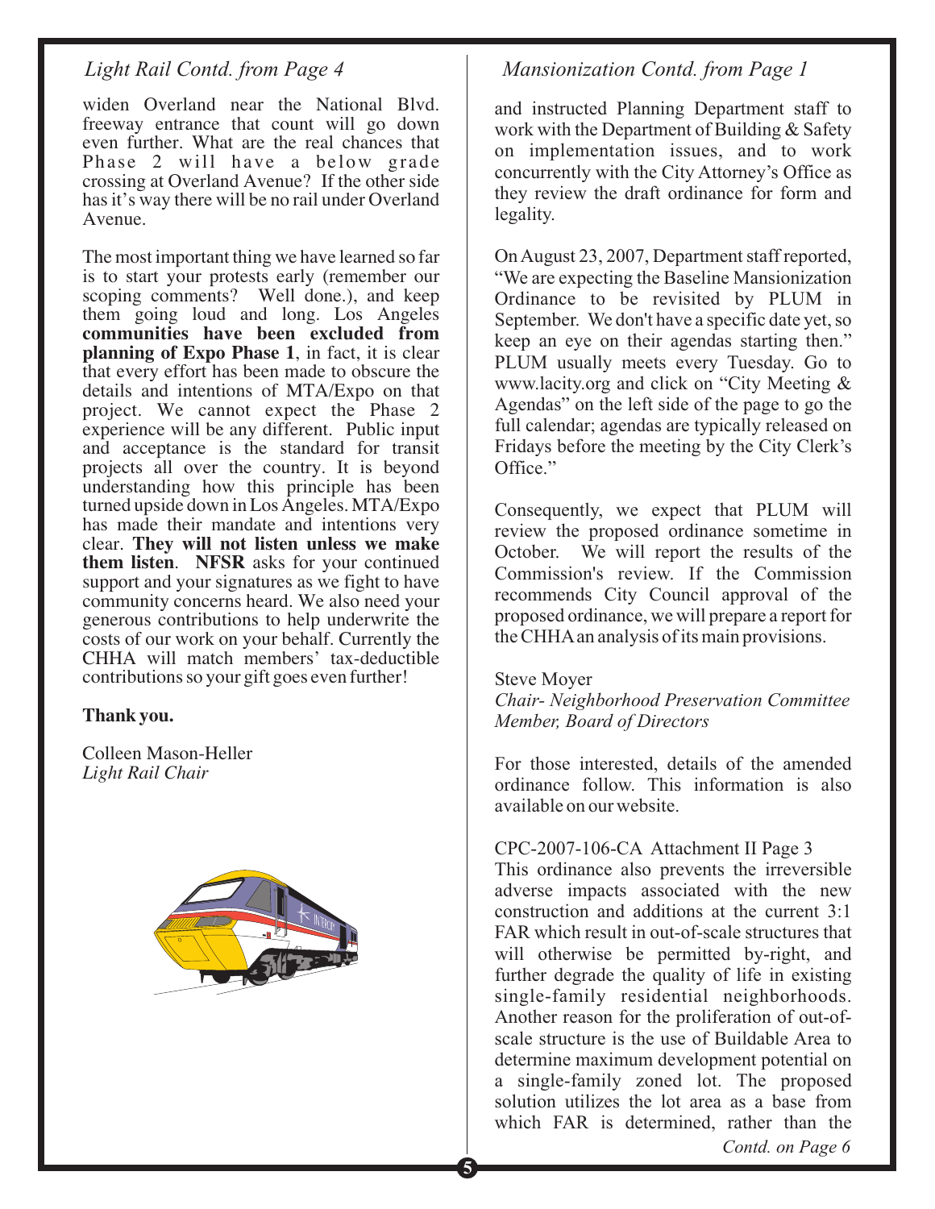## *Light Rail Contd. from Page 4*

widen Overland near the National Blvd. freeway entrance that count will go down even further. What are the real chances that Phase 2 will have a below grade crossing at Overland Avenue? If the other side has it's way there will be no rail under Overland Avenue.

The most important thing we have learned so far is to start your protests early (remember our scoping comments? Well done.), and keep them going loud and long. Los Angeles **communities have been excluded from planning of Expo Phase 1**, in fact, it is clear that every effort has been made to obscure the details and intentions of MTA/Expo on that project. We cannot expect the Phase 2 experience will be any different. Public input and acceptance is the standard for transit projects all over the country. It is beyond understanding how this principle has been turned upside down in Los Angeles. MTA/Expo has made their mandate and intentions very clear. **They will not listen unless we make them listen**. **NFSR** asks for your continued support and your signatures as we fight to have community concerns heard. We also need your generous contributions to help underwrite the costs of our work on your behalf. Currently the CHHA will match members' tax-deductible contributions so your gift goes even further!

**Thank you.**

Colleen Mason-Heller
*Light Rail Chair*

## *Mansionization Contd. from Page 1*

and instructed Planning Department staff to work with the Department of Building & Safety on implementation issues, and to work concurrently with the City Attorney's Office as they review the draft ordinance for form and legality.

On August 23, 2007, Department staff reported, "We are expecting the Baseline Mansionization Ordinance to be revisited by PLUM in September. We don't have a specific date yet, so keep an eye on their agendas starting then." PLUM usually meets every Tuesday. Go to www.lacity.org and click on "City Meeting & Agendas" on the left side of the page to go the full calendar; agendas are typically released on Fridays before the meeting by the City Clerk's Office."

Consequently, we expect that PLUM will review the proposed ordinance sometime in October. We will report the results of the Commission's review. If the Commission recommends City Council approval of the proposed ordinance, we will prepare a report for the CHHA an analysis of its main provisions.

Steve Moyer
*Chair- Neighborhood Preservation Committee*
*Member, Board of Directors*

For those interested, details of the amended ordinance follow. This information is also available on our website.

CPC-2007-106-CA Attachment II Page 3
This ordinance also prevents the irreversible adverse impacts associated with the new construction and additions at the current 3:1 FAR which result in out-of-scale structures that will otherwise be permitted by-right, and further degrade the quality of life in existing single-family residential neighborhoods. Another reason for the proliferation of out-of-scale structure is the use of Buildable Area to determine maximum development potential on a single-family zoned lot. The proposed solution utilizes the lot area as a base from which FAR is determined, rather than the

*Contd. on Page 6*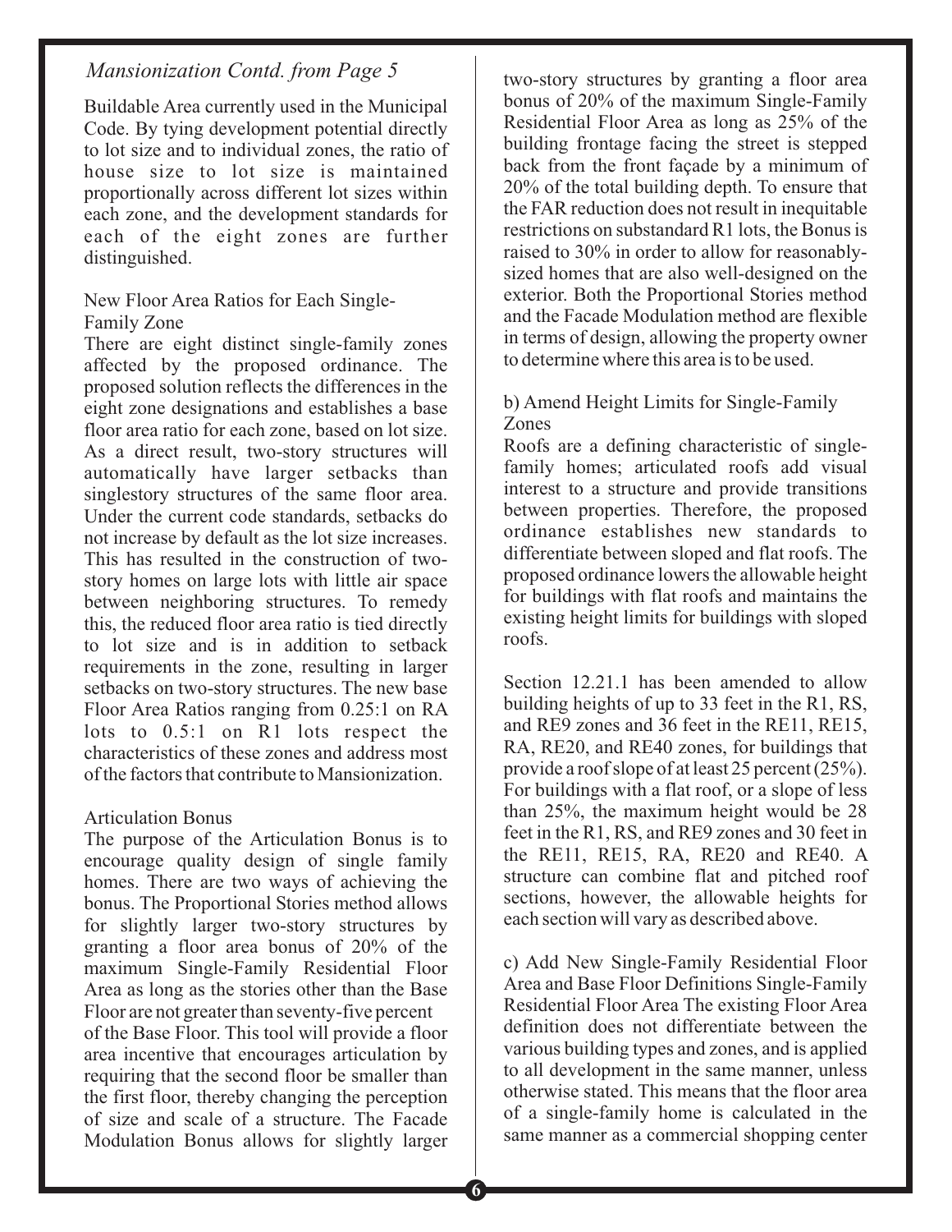*Mansionization Contd. from Page 5*

Buildable Area currently used in the Municipal Code. By tying development potential directly to lot size and to individual zones, the ratio of house size to lot size is maintained proportionally across different lot sizes within each zone, and the development standards for each of the eight zones are further distinguished.

New Floor Area Ratios for Each Single-Family Zone

There are eight distinct single-family zones affected by the proposed ordinance. The proposed solution reflects the differences in the eight zone designations and establishes a base floor area ratio for each zone, based on lot size. As a direct result, two-story structures will automatically have larger setbacks than singlestory structures of the same floor area. Under the current code standards, setbacks do not increase by default as the lot size increases. This has resulted in the construction of two-story homes on large lots with little air space between neighboring structures. To remedy this, the reduced floor area ratio is tied directly to lot size and is in addition to setback requirements in the zone, resulting in larger setbacks on two-story structures. The new base Floor Area Ratios ranging from 0.25:1 on RA lots to 0.5:1 on R1 lots respect the characteristics of these zones and address most of the factors that contribute to Mansionization.

Articulation Bonus

The purpose of the Articulation Bonus is to encourage quality design of single family homes. There are two ways of achieving the bonus. The Proportional Stories method allows for slightly larger two-story structures by granting a floor area bonus of 20% of the maximum Single-Family Residential Floor Area as long as the stories other than the Base Floor are not greater than seventy-five percent of the Base Floor. This tool will provide a floor area incentive that encourages articulation by requiring that the second floor be smaller than the first floor, thereby changing the perception of size and scale of a structure. The Facade Modulation Bonus allows for slightly larger two-story structures by granting a floor area bonus of 20% of the maximum Single-Family Residential Floor Area as long as 25% of the building frontage facing the street is stepped back from the front façade by a minimum of 20% of the total building depth. To ensure that the FAR reduction does not result in inequitable restrictions on substandard R1 lots, the Bonus is raised to 30% in order to allow for reasonably-sized homes that are also well-designed on the exterior. Both the Proportional Stories method and the Facade Modulation method are flexible in terms of design, allowing the property owner to determine where this area is to be used.

b) Amend Height Limits for Single-Family Zones

Roofs are a defining characteristic of single-family homes; articulated roofs add visual interest to a structure and provide transitions between properties. Therefore, the proposed ordinance establishes new standards to differentiate between sloped and flat roofs. The proposed ordinance lowers the allowable height for buildings with flat roofs and maintains the existing height limits for buildings with sloped roofs.

Section 12.21.1 has been amended to allow building heights of up to 33 feet in the R1, RS, and RE9 zones and 36 feet in the RE11, RE15, RA, RE20, and RE40 zones, for buildings that provide a roof slope of at least 25 percent (25%). For buildings with a flat roof, or a slope of less than 25%, the maximum height would be 28 feet in the R1, RS, and RE9 zones and 30 feet in the RE11, RE15, RA, RE20 and RE40. A structure can combine flat and pitched roof sections, however, the allowable heights for each section will vary as described above.

c) Add New Single-Family Residential Floor Area and Base Floor Definitions Single-Family Residential Floor Area The existing Floor Area definition does not differentiate between the various building types and zones, and is applied to all development in the same manner, unless otherwise stated. This means that the floor area of a single-family home is calculated in the same manner as a commercial shopping center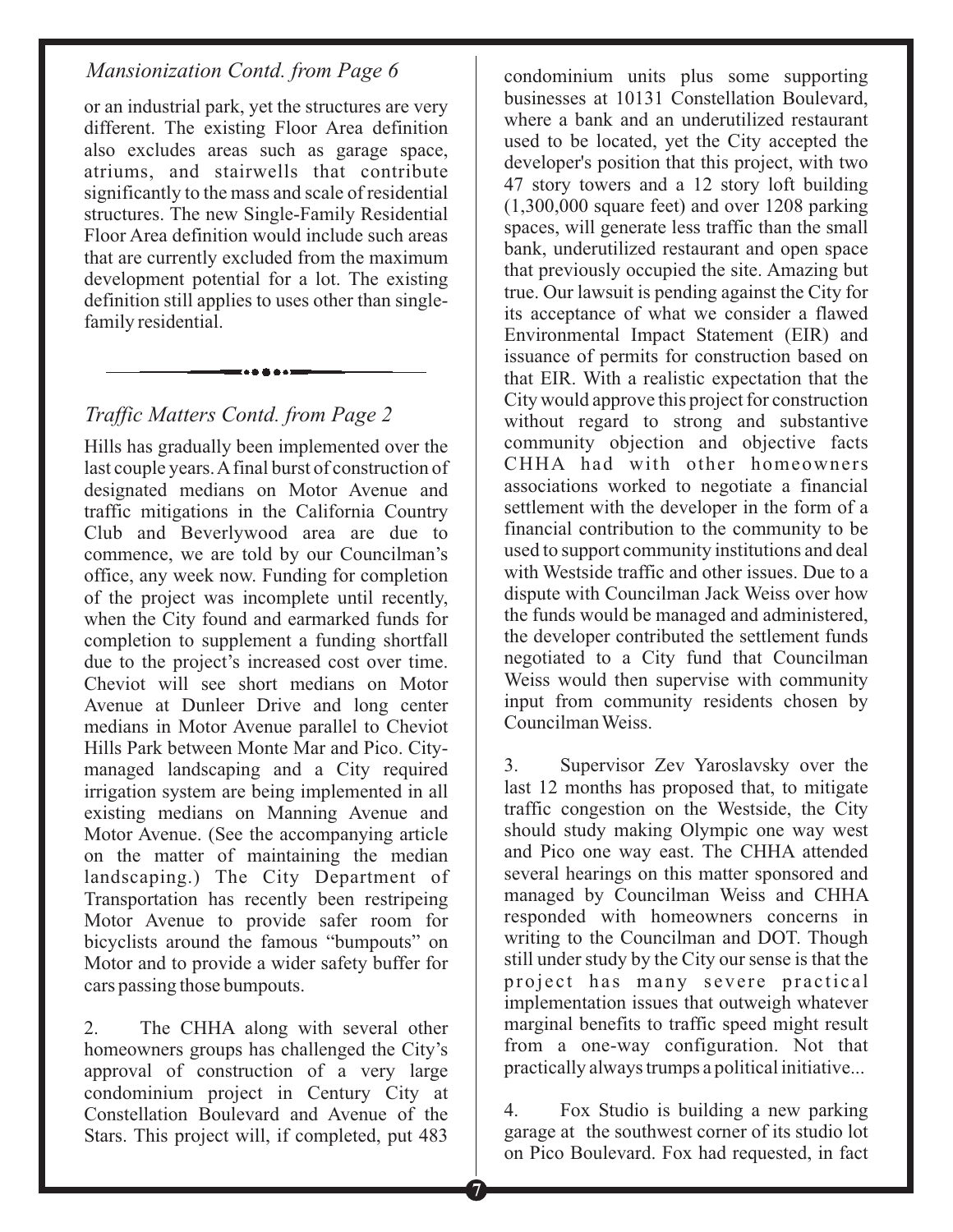### *Mansionization Contd. from Page 6*

or an industrial park, yet the structures are very different. The existing Floor Area definition also excludes areas such as garage space, atriums, and stairwells that contribute significantly to the mass and scale of residential structures. The new Single-Family Residential Floor Area definition would include such areas that are currently excluded from the maximum development potential for a lot. The existing definition still applies to uses other than single-family residential.

---

### *Traffic Matters Contd. from Page 2*

Hills has gradually been implemented over the last couple years. A final burst of construction of designated medians on Motor Avenue and traffic mitigations in the California Country Club and Beverlywood area are due to commence, we are told by our Councilman's office, any week now. Funding for completion of the project was incomplete until recently, when the City found and earmarked funds for completion to supplement a funding shortfall due to the project's increased cost over time. Cheviot will see short medians on Motor Avenue at Dunleer Drive and long center medians in Motor Avenue parallel to Cheviot Hills Park between Monte Mar and Pico. City-managed landscaping and a City required irrigation system are being implemented in all existing medians on Manning Avenue and Motor Avenue. (See the accompanying article on the matter of maintaining the median landscaping.) The City Department of Transportation has recently been restripeing Motor Avenue to provide safer room for bicyclists around the famous "bumpouts" on Motor and to provide a wider safety buffer for cars passing those bumpouts.

2. The CHHA along with several other homeowners groups has challenged the City's approval of construction of a very large condominium project in Century City at Constellation Boulevard and Avenue of the Stars. This project will, if completed, put 483 condominium units plus some supporting businesses at 10131 Constellation Boulevard, where a bank and an underutilized restaurant used to be located, yet the City accepted the developer's position that this project, with two 47 story towers and a 12 story loft building (1,300,000 square feet) and over 1208 parking spaces, will generate less traffic than the small bank, underutilized restaurant and open space that previously occupied the site. Amazing but true. Our lawsuit is pending against the City for its acceptance of what we consider a flawed Environmental Impact Statement (EIR) and issuance of permits for construction based on that EIR. With a realistic expectation that the City would approve this project for construction without regard to strong and substantive community objection and objective facts CHHA had with other homeowners associations worked to negotiate a financial settlement with the developer in the form of a financial contribution to the community to be used to support community institutions and deal with Westside traffic and other issues. Due to a dispute with Councilman Jack Weiss over how the funds would be managed and administered, the developer contributed the settlement funds negotiated to a City fund that Councilman Weiss would then supervise with community input from community residents chosen by Councilman Weiss.

3. Supervisor Zev Yaroslavsky over the last 12 months has proposed that, to mitigate traffic congestion on the Westside, the City should study making Olympic one way west and Pico one way east. The CHHA attended several hearings on this matter sponsored and managed by Councilman Weiss and CHHA responded with homeowners concerns in writing to the Councilman and DOT. Though still under study by the City our sense is that the project has many severe practical implementation issues that outweigh whatever marginal benefits to traffic speed might result from a one-way configuration. Not that practically always trumps a political initiative...

4. Fox Studio is building a new parking garage at the southwest corner of its studio lot on Pico Boulevard. Fox had requested, in fact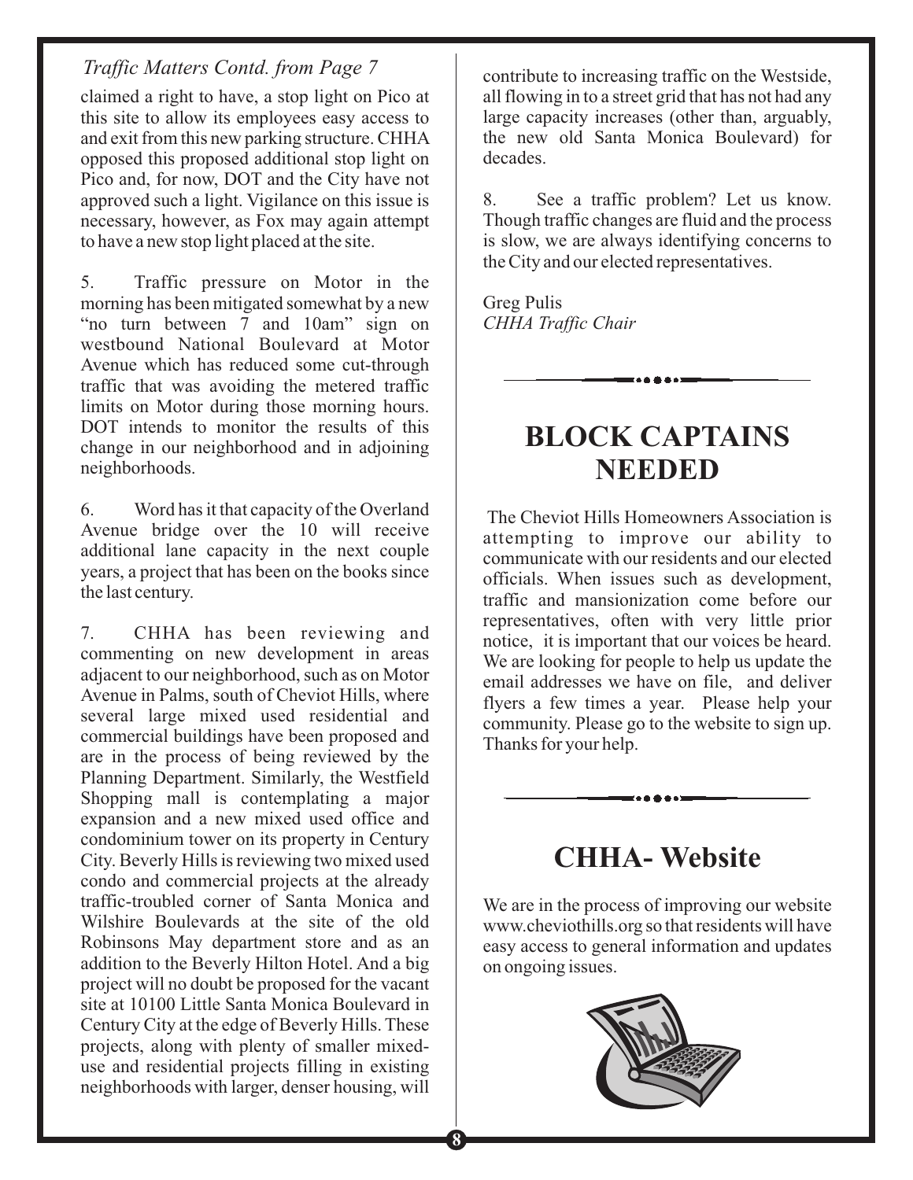*Traffic Matters Contd. from Page 7*

claimed a right to have, a stop light on Pico at this site to allow its employees easy access to and exit from this new parking structure. CHHA opposed this proposed additional stop light on Pico and, for now, DOT and the City have not approved such a light. Vigilance on this issue is necessary, however, as Fox may again attempt to have a new stop light placed at the site.

5. Traffic pressure on Motor in the morning has been mitigated somewhat by a new "no turn between 7 and 10am" sign on westbound National Boulevard at Motor Avenue which has reduced some cut-through traffic that was avoiding the metered traffic limits on Motor during those morning hours. DOT intends to monitor the results of this change in our neighborhood and in adjoining neighborhoods.

6. Word has it that capacity of the Overland Avenue bridge over the 10 will receive additional lane capacity in the next couple years, a project that has been on the books since the last century.

7. CHHA has been reviewing and commenting on new development in areas adjacent to our neighborhood, such as on Motor Avenue in Palms, south of Cheviot Hills, where several large mixed used residential and commercial buildings have been proposed and are in the process of being reviewed by the Planning Department. Similarly, the Westfield Shopping mall is contemplating a major expansion and a new mixed used office and condominium tower on its property in Century City. Beverly Hills is reviewing two mixed used condo and commercial projects at the already traffic-troubled corner of Santa Monica and Wilshire Boulevards at the site of the old Robinsons May department store and as an addition to the Beverly Hilton Hotel. And a big project will no doubt be proposed for the vacant site at 10100 Little Santa Monica Boulevard in Century City at the edge of Beverly Hills. These projects, along with plenty of smaller mixed-use and residential projects filling in existing neighborhoods with larger, denser housing, will contribute to increasing traffic on the Westside, all flowing in to a street grid that has not had any large capacity increases (other than, arguably, the new old Santa Monica Boulevard) for decades.

8. See a traffic problem? Let us know. Though traffic changes are fluid and the process is slow, we are always identifying concerns to the City and our elected representatives.

Greg Pulis
*CHHA Traffic Chair*

## BLOCK CAPTAINS NEEDED

The Cheviot Hills Homeowners Association is attempting to improve our ability to communicate with our residents and our elected officials. When issues such as development, traffic and mansionization come before our representatives, often with very little prior notice, it is important that our voices be heard. We are looking for people to help us update the email addresses we have on file, and deliver flyers a few times a year. Please help your community. Please go to the website to sign up. Thanks for your help.

## CHHA- Website

We are in the process of improving our website www.cheviothills.org so that residents will have easy access to general information and updates on ongoing issues.